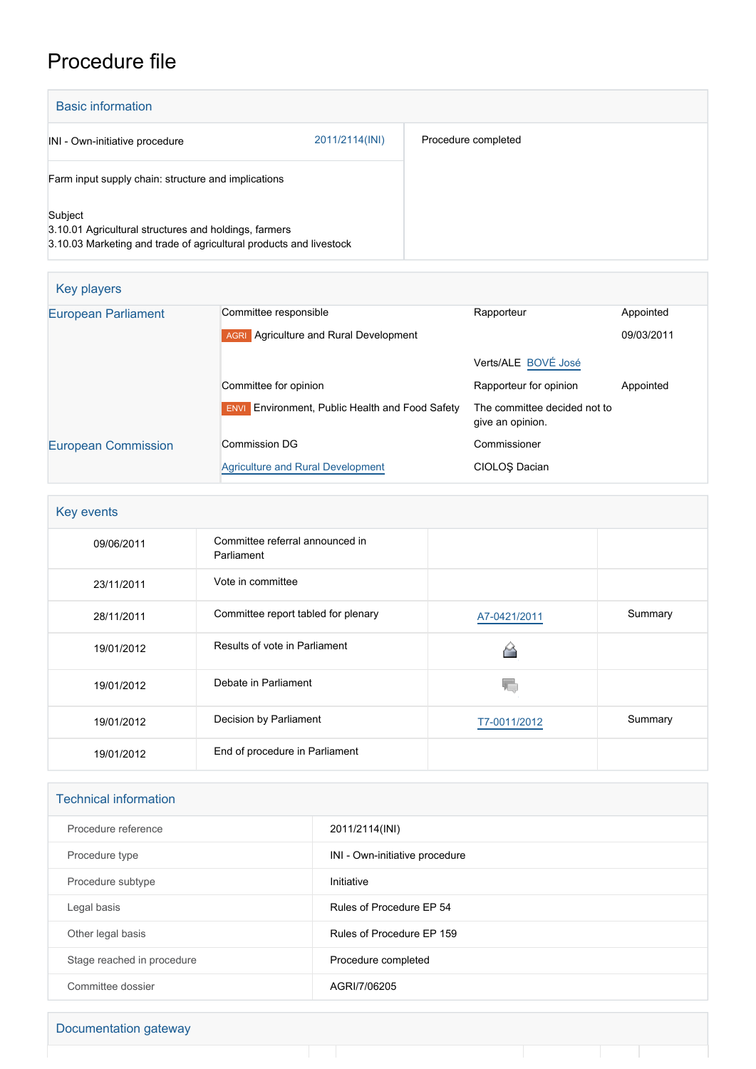# Procedure file

## Basic information

| | |
|---|---|
| INI - Own-initiative procedure 2011/2114(INI) | Procedure completed |
| Farm input supply chain: structure and implications | |
| Subject<br>3.10.01 Agricultural structures and holdings, farmers<br>3.10.03 Marketing and trade of agricultural products and livestock | |

## Key players

| | | | |
|---|---|---|---|
| European Parliament | Committee responsible | Rapporteur | Appointed |
| | AGRI Agriculture and Rural Development | | 09/03/2011 |
| | | Verts/ALE BOVÉ José | |
| | Committee for opinion | Rapporteur for opinion | Appointed |
| | ENVI Environment, Public Health and Food Safety | The committee decided not to give an opinion. | |
| European Commission | Commission DG | Commissioner | |
| | Agriculture and Rural Development | CIOLOŞ Dacian | |

## Key events

| | | | |
|---|---|---|---|
| 09/06/2011 | Committee referral announced in Parliament | | |
| 23/11/2011 | Vote in committee | | |
| 28/11/2011 | Committee report tabled for plenary | A7-0421/2011 | Summary |
| 19/01/2012 | Results of vote in Parliament | | |
| 19/01/2012 | Debate in Parliament | | |
| 19/01/2012 | Decision by Parliament | T7-0011/2012 | Summary |
| 19/01/2012 | End of procedure in Parliament | | |

## Technical information

| | |
|---|---|
| Procedure reference | 2011/2114(INI) |
| Procedure type | INI - Own-initiative procedure |
| Procedure subtype | Initiative |
| Legal basis | Rules of Procedure EP 54 |
| Other legal basis | Rules of Procedure EP 159 |
| Stage reached in procedure | Procedure completed |
| Committee dossier | AGRI/7/06205 |

## Documentation gateway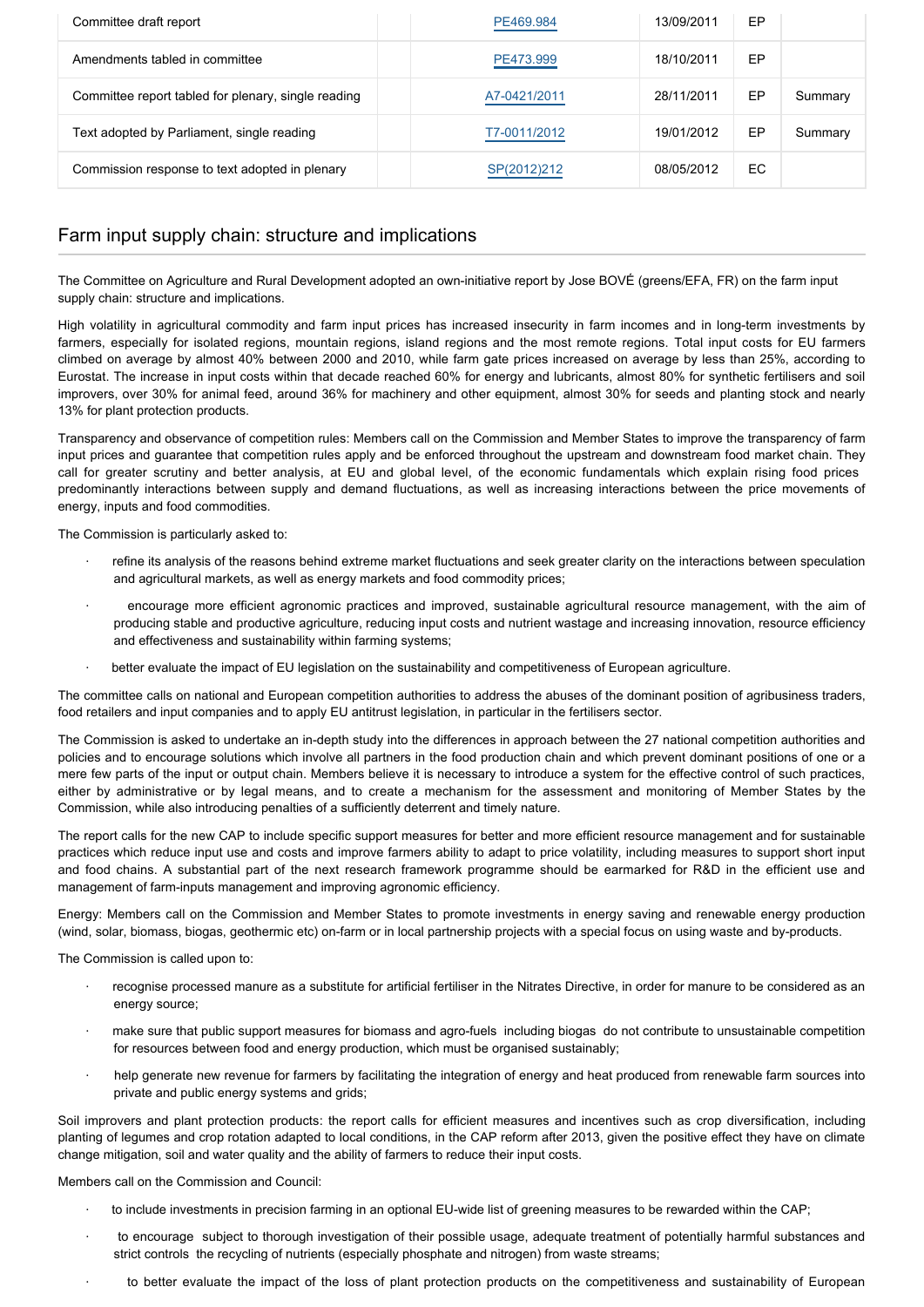| Committee draft report | | PE469.984 | 13/09/2011 | EP | |
|---|---|---|---|---|---|
| Amendments tabled in committee | | PE473.999 | 18/10/2011 | EP | |
| Committee report tabled for plenary, single reading | | A7-0421/2011 | 28/11/2011 | EP | Summary |
| Text adopted by Parliament, single reading | | T7-0011/2012 | 19/01/2012 | EP | Summary |
| Commission response to text adopted in plenary | | SP(2012)212 | 08/05/2012 | EC | |

## Farm input supply chain: structure and implications

The Committee on Agriculture and Rural Development adopted an own-initiative report by Jose BOVÉ (greens/EFA, FR) on the farm input supply chain: structure and implications.

High volatility in agricultural commodity and farm input prices has increased insecurity in farm incomes and in long-term investments by farmers, especially for isolated regions, mountain regions, island regions and the most remote regions. Total input costs for EU farmers climbed on average by almost 40% between 2000 and 2010, while farm gate prices increased on average by less than 25%, according to Eurostat. The increase in input costs within that decade reached 60% for energy and lubricants, almost 80% for synthetic fertilisers and soil improvers, over 30% for animal feed, around 36% for machinery and other equipment, almost 30% for seeds and planting stock and nearly 13% for plant protection products.

Transparency and observance of competition rules: Members call on the Commission and Member States to improve the transparency of farm input prices and guarantee that competition rules apply and be enforced throughout the upstream and downstream food market chain. They call for greater scrutiny and better analysis, at EU and global level, of the economic fundamentals which explain rising food prices predominantly interactions between supply and demand fluctuations, as well as increasing interactions between the price movements of energy, inputs and food commodities.

The Commission is particularly asked to:

- refine its analysis of the reasons behind extreme market fluctuations and seek greater clarity on the interactions between speculation and agricultural markets, as well as energy markets and food commodity prices;
- encourage more efficient agronomic practices and improved, sustainable agricultural resource management, with the aim of producing stable and productive agriculture, reducing input costs and nutrient wastage and increasing innovation, resource efficiency and effectiveness and sustainability within farming systems;
- better evaluate the impact of EU legislation on the sustainability and competitiveness of European agriculture.

The committee calls on national and European competition authorities to address the abuses of the dominant position of agribusiness traders, food retailers and input companies and to apply EU antitrust legislation, in particular in the fertilisers sector.

The Commission is asked to undertake an in-depth study into the differences in approach between the 27 national competition authorities and policies and to encourage solutions which involve all partners in the food production chain and which prevent dominant positions of one or a mere few parts of the input or output chain. Members believe it is necessary to introduce a system for the effective control of such practices, either by administrative or by legal means, and to create a mechanism for the assessment and monitoring of Member States by the Commission, while also introducing penalties of a sufficiently deterrent and timely nature.

The report calls for the new CAP to include specific support measures for better and more efficient resource management and for sustainable practices which reduce input use and costs and improve farmers ability to adapt to price volatility, including measures to support short input and food chains. A substantial part of the next research framework programme should be earmarked for R&D in the efficient use and management of farm-inputs management and improving agronomic efficiency.

Energy: Members call on the Commission and Member States to promote investments in energy saving and renewable energy production (wind, solar, biomass, biogas, geothermic etc) on-farm or in local partnership projects with a special focus on using waste and by-products.

The Commission is called upon to:

- recognise processed manure as a substitute for artificial fertiliser in the Nitrates Directive, in order for manure to be considered as an energy source;
- make sure that public support measures for biomass and agro-fuels including biogas do not contribute to unsustainable competition for resources between food and energy production, which must be organised sustainably;
- help generate new revenue for farmers by facilitating the integration of energy and heat produced from renewable farm sources into private and public energy systems and grids;

Soil improvers and plant protection products: the report calls for efficient measures and incentives such as crop diversification, including planting of legumes and crop rotation adapted to local conditions, in the CAP reform after 2013, given the positive effect they have on climate change mitigation, soil and water quality and the ability of farmers to reduce their input costs.

Members call on the Commission and Council:

- to include investments in precision farming in an optional EU-wide list of greening measures to be rewarded within the CAP;
- to encourage subject to thorough investigation of their possible usage, adequate treatment of potentially harmful substances and strict controls the recycling of nutrients (especially phosphate and nitrogen) from waste streams;
- to better evaluate the impact of the loss of plant protection products on the competitiveness and sustainability of European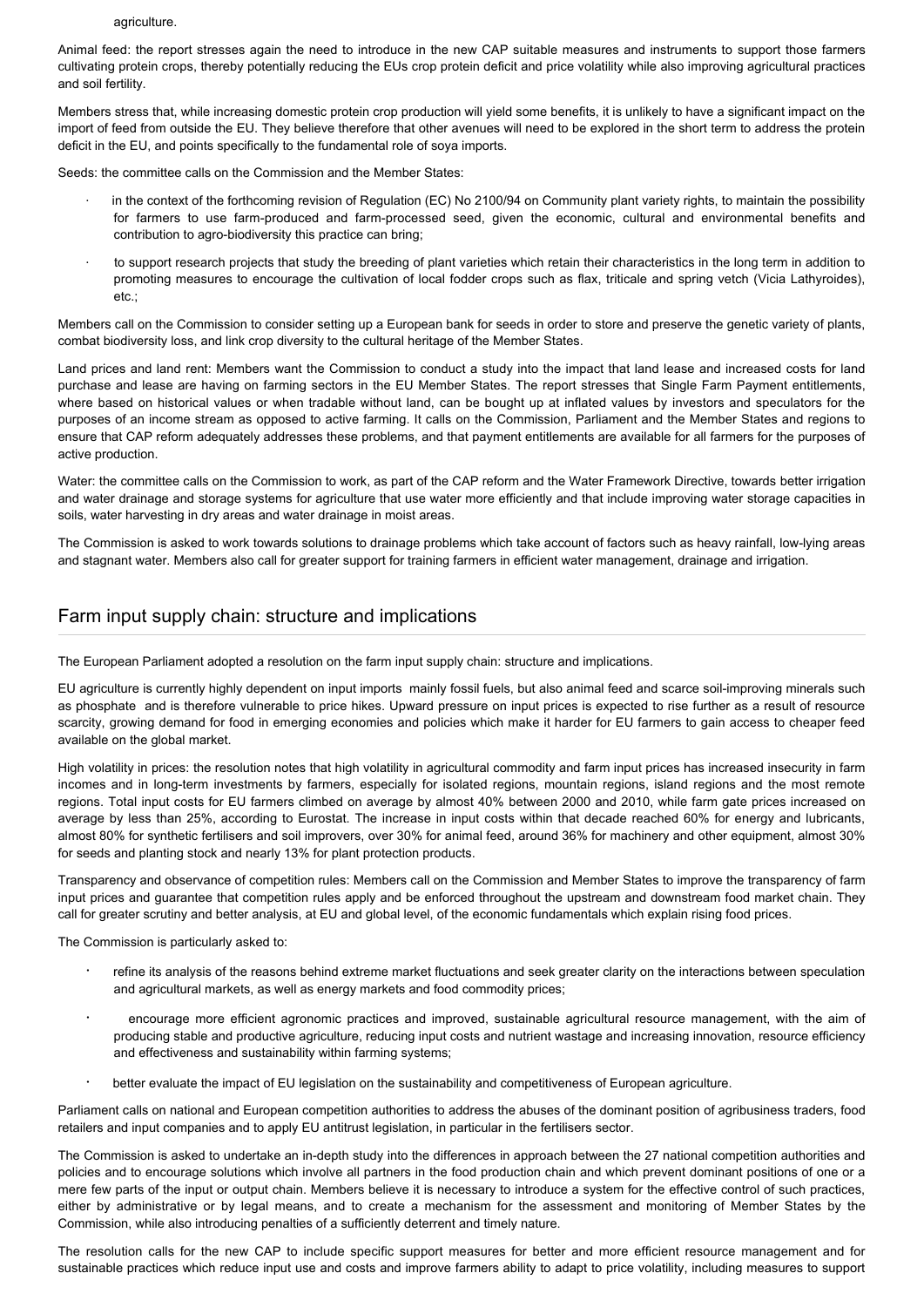agriculture.

Animal feed: the report stresses again the need to introduce in the new CAP suitable measures and instruments to support those farmers cultivating protein crops, thereby potentially reducing the EUs crop protein deficit and price volatility while also improving agricultural practices and soil fertility.

Members stress that, while increasing domestic protein crop production will yield some benefits, it is unlikely to have a significant impact on the import of feed from outside the EU. They believe therefore that other avenues will need to be explored in the short term to address the protein deficit in the EU, and points specifically to the fundamental role of soya imports.

Seeds: the committee calls on the Commission and the Member States:

- in the context of the forthcoming revision of Regulation (EC) No 2100/94 on Community plant variety rights, to maintain the possibility for farmers to use farm-produced and farm-processed seed, given the economic, cultural and environmental benefits and contribution to agro-biodiversity this practice can bring;
- to support research projects that study the breeding of plant varieties which retain their characteristics in the long term in addition to promoting measures to encourage the cultivation of local fodder crops such as flax, triticale and spring vetch (Vicia Lathyroides), etc.;

Members call on the Commission to consider setting up a European bank for seeds in order to store and preserve the genetic variety of plants, combat biodiversity loss, and link crop diversity to the cultural heritage of the Member States.

Land prices and land rent: Members want the Commission to conduct a study into the impact that land lease and increased costs for land purchase and lease are having on farming sectors in the EU Member States. The report stresses that Single Farm Payment entitlements, where based on historical values or when tradable without land, can be bought up at inflated values by investors and speculators for the purposes of an income stream as opposed to active farming. It calls on the Commission, Parliament and the Member States and regions to ensure that CAP reform adequately addresses these problems, and that payment entitlements are available for all farmers for the purposes of active production.

Water: the committee calls on the Commission to work, as part of the CAP reform and the Water Framework Directive, towards better irrigation and water drainage and storage systems for agriculture that use water more efficiently and that include improving water storage capacities in soils, water harvesting in dry areas and water drainage in moist areas.

The Commission is asked to work towards solutions to drainage problems which take account of factors such as heavy rainfall, low-lying areas and stagnant water. Members also call for greater support for training farmers in efficient water management, drainage and irrigation.

## Farm input supply chain: structure and implications

The European Parliament adopted a resolution on the farm input supply chain: structure and implications.

EU agriculture is currently highly dependent on input imports mainly fossil fuels, but also animal feed and scarce soil-improving minerals such as phosphate and is therefore vulnerable to price hikes. Upward pressure on input prices is expected to rise further as a result of resource scarcity, growing demand for food in emerging economies and policies which make it harder for EU farmers to gain access to cheaper feed available on the global market.

High volatility in prices: the resolution notes that high volatility in agricultural commodity and farm input prices has increased insecurity in farm incomes and in long-term investments by farmers, especially for isolated regions, mountain regions, island regions and the most remote regions. Total input costs for EU farmers climbed on average by almost 40% between 2000 and 2010, while farm gate prices increased on average by less than 25%, according to Eurostat. The increase in input costs within that decade reached 60% for energy and lubricants, almost 80% for synthetic fertilisers and soil improvers, over 30% for animal feed, around 36% for machinery and other equipment, almost 30% for seeds and planting stock and nearly 13% for plant protection products.

Transparency and observance of competition rules: Members call on the Commission and Member States to improve the transparency of farm input prices and guarantee that competition rules apply and be enforced throughout the upstream and downstream food market chain. They call for greater scrutiny and better analysis, at EU and global level, of the economic fundamentals which explain rising food prices.

The Commission is particularly asked to:

- refine its analysis of the reasons behind extreme market fluctuations and seek greater clarity on the interactions between speculation and agricultural markets, as well as energy markets and food commodity prices;
- encourage more efficient agronomic practices and improved, sustainable agricultural resource management, with the aim of producing stable and productive agriculture, reducing input costs and nutrient wastage and increasing innovation, resource efficiency and effectiveness and sustainability within farming systems;
- better evaluate the impact of EU legislation on the sustainability and competitiveness of European agriculture.

Parliament calls on national and European competition authorities to address the abuses of the dominant position of agribusiness traders, food retailers and input companies and to apply EU antitrust legislation, in particular in the fertilisers sector.

The Commission is asked to undertake an in-depth study into the differences in approach between the 27 national competition authorities and policies and to encourage solutions which involve all partners in the food production chain and which prevent dominant positions of one or a mere few parts of the input or output chain. Members believe it is necessary to introduce a system for the effective control of such practices, either by administrative or by legal means, and to create a mechanism for the assessment and monitoring of Member States by the Commission, while also introducing penalties of a sufficiently deterrent and timely nature.

The resolution calls for the new CAP to include specific support measures for better and more efficient resource management and for sustainable practices which reduce input use and costs and improve farmers ability to adapt to price volatility, including measures to support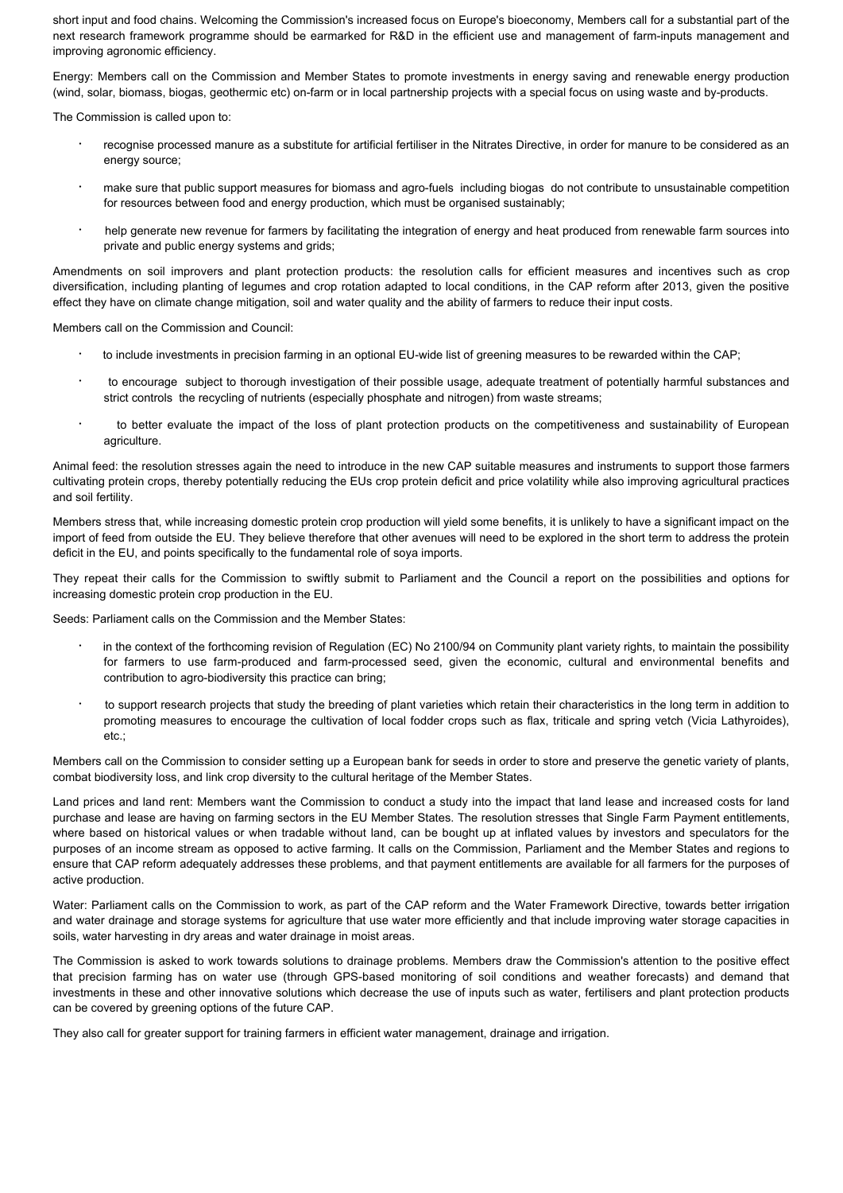short input and food chains. Welcoming the Commission's increased focus on Europe's bioeconomy, Members call for a substantial part of the next research framework programme should be earmarked for R&D in the efficient use and management of farm-inputs management and improving agronomic efficiency.

Energy: Members call on the Commission and Member States to promote investments in energy saving and renewable energy production (wind, solar, biomass, biogas, geothermic etc) on-farm or in local partnership projects with a special focus on using waste and by-products.

The Commission is called upon to:

- recognise processed manure as a substitute for artificial fertiliser in the Nitrates Directive, in order for manure to be considered as an energy source;
- make sure that public support measures for biomass and agro-fuels including biogas do not contribute to unsustainable competition for resources between food and energy production, which must be organised sustainably;
- help generate new revenue for farmers by facilitating the integration of energy and heat produced from renewable farm sources into private and public energy systems and grids;

Amendments on soil improvers and plant protection products: the resolution calls for efficient measures and incentives such as crop diversification, including planting of legumes and crop rotation adapted to local conditions, in the CAP reform after 2013, given the positive effect they have on climate change mitigation, soil and water quality and the ability of farmers to reduce their input costs.

Members call on the Commission and Council:

- to include investments in precision farming in an optional EU-wide list of greening measures to be rewarded within the CAP;
- to encourage subject to thorough investigation of their possible usage, adequate treatment of potentially harmful substances and strict controls the recycling of nutrients (especially phosphate and nitrogen) from waste streams;
- to better evaluate the impact of the loss of plant protection products on the competitiveness and sustainability of European agriculture.

Animal feed: the resolution stresses again the need to introduce in the new CAP suitable measures and instruments to support those farmers cultivating protein crops, thereby potentially reducing the EUs crop protein deficit and price volatility while also improving agricultural practices and soil fertility.

Members stress that, while increasing domestic protein crop production will yield some benefits, it is unlikely to have a significant impact on the import of feed from outside the EU. They believe therefore that other avenues will need to be explored in the short term to address the protein deficit in the EU, and points specifically to the fundamental role of soya imports.

They repeat their calls for the Commission to swiftly submit to Parliament and the Council a report on the possibilities and options for increasing domestic protein crop production in the EU.

Seeds: Parliament calls on the Commission and the Member States:

- in the context of the forthcoming revision of Regulation (EC) No 2100/94 on Community plant variety rights, to maintain the possibility for farmers to use farm-produced and farm-processed seed, given the economic, cultural and environmental benefits and contribution to agro-biodiversity this practice can bring;
- to support research projects that study the breeding of plant varieties which retain their characteristics in the long term in addition to promoting measures to encourage the cultivation of local fodder crops such as flax, triticale and spring vetch (Vicia Lathyroides), etc.;

Members call on the Commission to consider setting up a European bank for seeds in order to store and preserve the genetic variety of plants, combat biodiversity loss, and link crop diversity to the cultural heritage of the Member States.

Land prices and land rent: Members want the Commission to conduct a study into the impact that land lease and increased costs for land purchase and lease are having on farming sectors in the EU Member States. The resolution stresses that Single Farm Payment entitlements, where based on historical values or when tradable without land, can be bought up at inflated values by investors and speculators for the purposes of an income stream as opposed to active farming. It calls on the Commission, Parliament and the Member States and regions to ensure that CAP reform adequately addresses these problems, and that payment entitlements are available for all farmers for the purposes of active production.

Water: Parliament calls on the Commission to work, as part of the CAP reform and the Water Framework Directive, towards better irrigation and water drainage and storage systems for agriculture that use water more efficiently and that include improving water storage capacities in soils, water harvesting in dry areas and water drainage in moist areas.

The Commission is asked to work towards solutions to drainage problems. Members draw the Commission's attention to the positive effect that precision farming has on water use (through GPS-based monitoring of soil conditions and weather forecasts) and demand that investments in these and other innovative solutions which decrease the use of inputs such as water, fertilisers and plant protection products can be covered by greening options of the future CAP.

They also call for greater support for training farmers in efficient water management, drainage and irrigation.